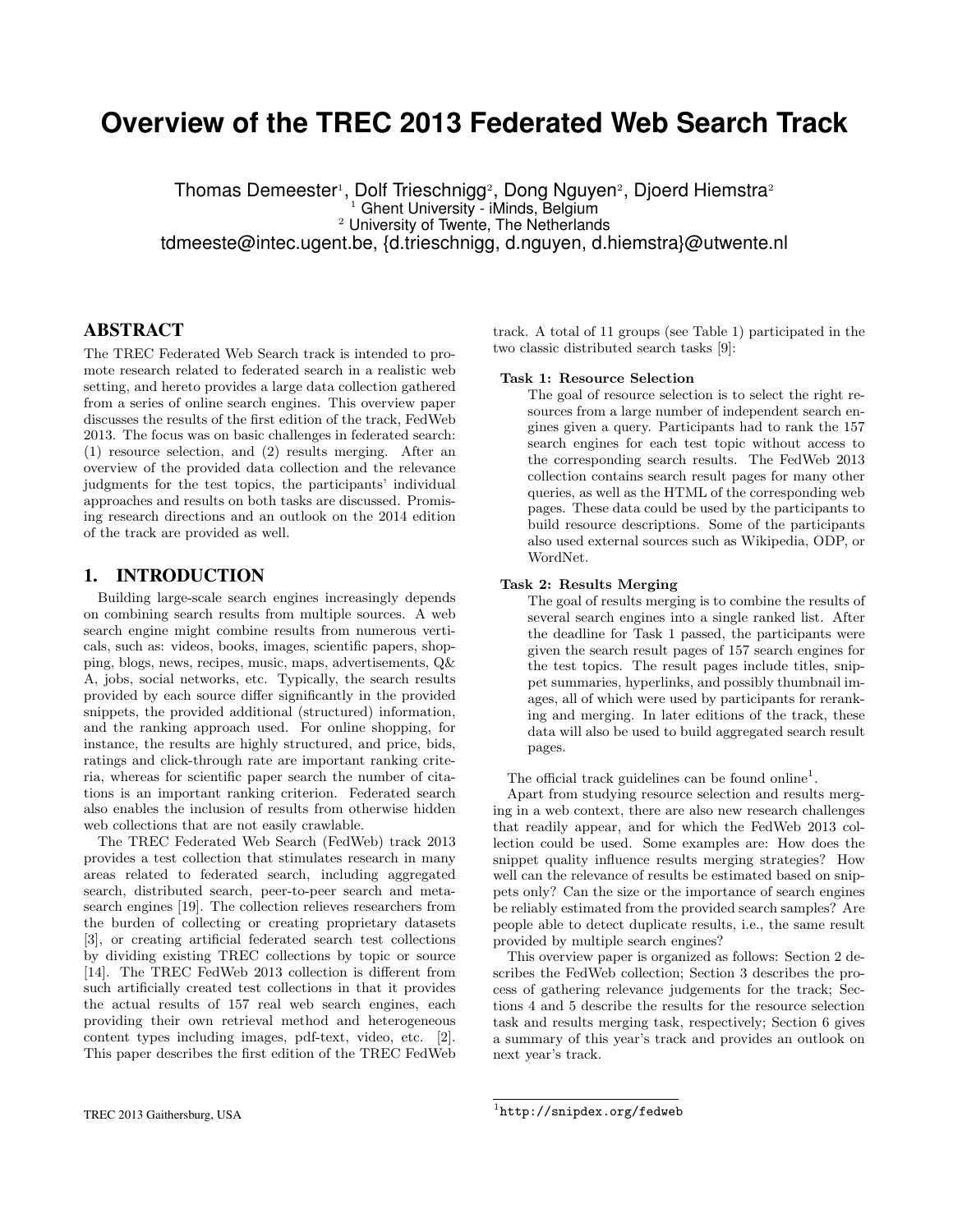# Overview of the TREC 2013 Federated Web Search Track

Thomas Demeester[1], Dolf Trieschnigg[2], Dong Nguyen[2], Djoerd Hiemstra[2]
[1] Ghent University - iMinds, Belgium
[2] University of Twente, The Netherlands
tdmeeste@intec.ugent.be, {d.trieschnigg, d.nguyen, d.hiemstra}@utwente.nl

## ABSTRACT

The TREC Federated Web Search track is intended to promote research related to federated search in a realistic web setting, and hereto provides a large data collection gathered from a series of online search engines. This overview paper discusses the results of the first edition of the track, FedWeb 2013. The focus was on basic challenges in federated search: (1) resource selection, and (2) results merging. After an overview of the provided data collection and the relevance judgments for the test topics, the participants' individual approaches and results on both tasks are discussed. Promising research directions and an outlook on the 2014 edition of the track are provided as well.

## 1. INTRODUCTION

Building large-scale search engines increasingly depends on combining search results from multiple sources. A web search engine might combine results from numerous verticals, such as: videos, books, images, scientific papers, shopping, blogs, news, recipes, music, maps, advertisements, Q& A, jobs, social networks, etc. Typically, the search results provided by each source differ significantly in the provided snippets, the provided additional (structured) information, and the ranking approach used. For online shopping, for instance, the results are highly structured, and price, bids, ratings and click-through rate are important ranking criteria, whereas for scientific paper search the number of citations is an important ranking criterion. Federated search also enables the inclusion of results from otherwise hidden web collections that are not easily crawlable.

The TREC Federated Web Search (FedWeb) track 2013 provides a test collection that stimulates research in many areas related to federated search, including aggregated search, distributed search, peer-to-peer search and meta-search engines [19]. The collection relieves researchers from the burden of collecting or creating proprietary datasets [3], or creating artificial federated search test collections by dividing existing TREC collections by topic or source [14]. The TREC FedWeb 2013 collection is different from such artificially created test collections in that it provides the actual results of 157 real web search engines, each providing their own retrieval method and heterogeneous content types including images, pdf-text, video, etc. [2]. This paper describes the first edition of the TREC FedWeb track. A total of 11 groups (see Table 1) participated in the two classic distributed search tasks [9]:

**Task 1: Resource Selection**
The goal of resource selection is to select the right resources from a large number of independent search engines given a query. Participants had to rank the 157 search engines for each test topic without access to the corresponding search results. The FedWeb 2013 collection contains search result pages for many other queries, as well as the HTML of the corresponding web pages. These data could be used by the participants to build resource descriptions. Some of the participants also used external sources such as Wikipedia, ODP, or WordNet.

**Task 2: Results Merging**
The goal of results merging is to combine the results of several search engines into a single ranked list. After the deadline for Task 1 passed, the participants were given the search result pages of 157 search engines for the test topics. The result pages include titles, snippet summaries, hyperlinks, and possibly thumbnail images, all of which were used by participants for reranking and merging. In later editions of the track, these data will also be used to build aggregated search result pages.

The official track guidelines can be found online[1].

Apart from studying resource selection and results merging in a web context, there are also new research challenges that readily appear, and for which the FedWeb 2013 collection could be used. Some examples are: How does the snippet quality influence results merging strategies? How well can the relevance of results be estimated based on snippets only? Can the size or the importance of search engines be reliably estimated from the provided search samples? Are people able to detect duplicate results, i.e., the same result provided by multiple search engines?

This overview paper is organized as follows: Section 2 describes the FedWeb collection; Section 3 describes the process of gathering relevance judgements for the track; Sections 4 and 5 describe the results for the resource selection task and results merging task, respectively; Section 6 gives a summary of this year's track and provides an outlook on next year's track.

TREC 2013 Gaithersburg, USA

[1] http://snipdex.org/fedweb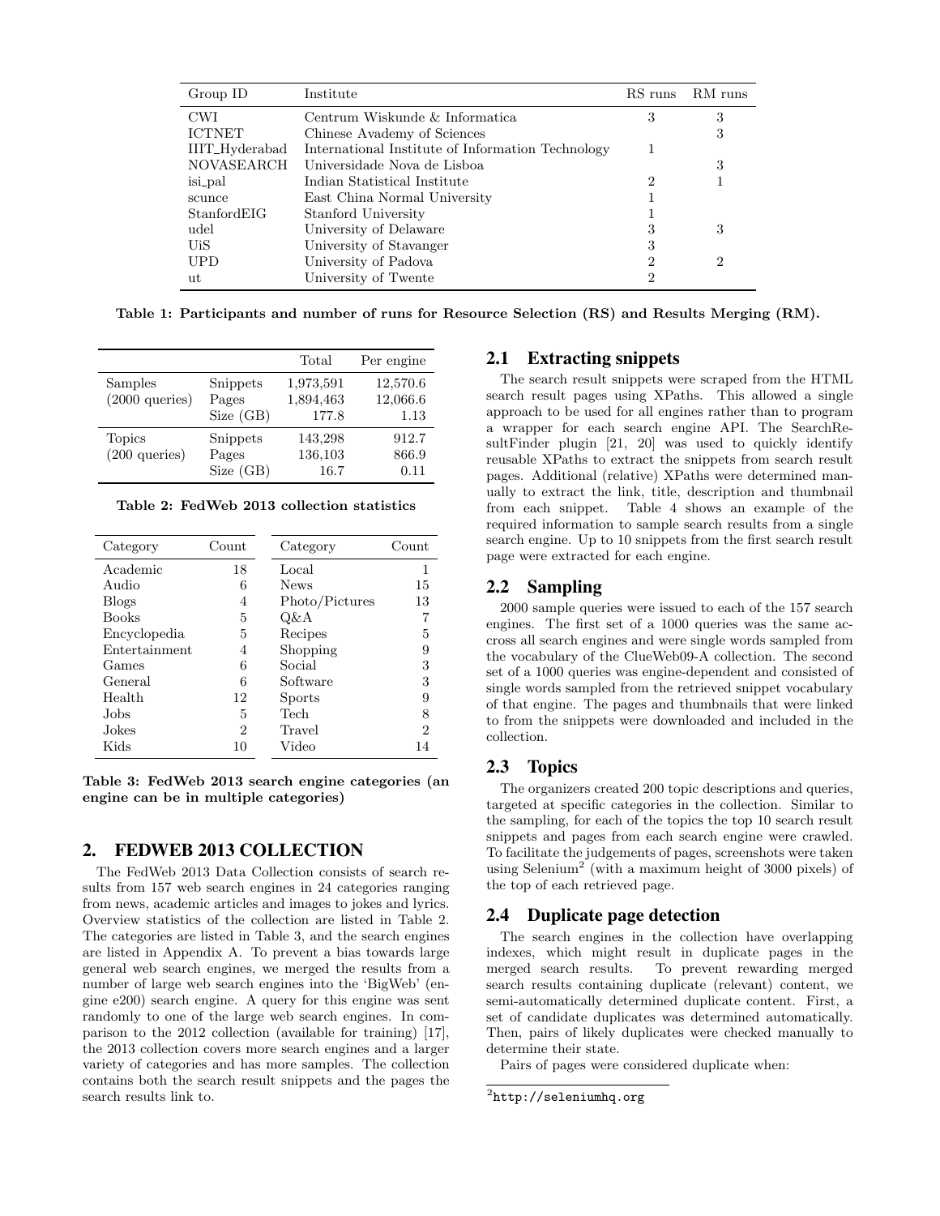| Group ID | Institute | RS runs | RM runs |
|---|---|---|---|
| CWI | Centrum Wiskunde & Informatica | 3 | 3 |
| ICTNET | Chinese Avademy of Sciences | | 3 |
| IIIT_Hyderabad | International Institute of Information Technology | 1 | |
| NOVASEARCH | Universidade Nova de Lisboa | | 3 |
| isi_pal | Indian Statistical Institute | 2 | 1 |
| scunce | East China Normal University | 1 | |
| StanfordEIG | Stanford University | 1 | |
| udel | University of Delaware | 3 | 3 |
| UiS | University of Stavanger | 3 | |
| UPD | University of Padova | 2 | 2 |
| ut | University of Twente | 2 | |

**Table 1: Participants and number of runs for Resource Selection (RS) and Results Merging (RM).**

| | | Total | Per engine |
|---|---|---|---|
| Samples | Snippets | 1,973,591 | 12,570.6 |
| (2000 queries) | Pages | 1,894,463 | 12,066.6 |
| | Size (GB) | 177.8 | 1.13 |
| Topics | Snippets | 143,298 | 912.7 |
| (200 queries) | Pages | 136,103 | 866.9 |
| | Size (GB) | 16.7 | 0.11 |

**Table 2: FedWeb 2013 collection statistics**

| Category | Count | Category | Count |
|---|---|---|---|
| Academic | 18 | Local | 1 |
| Audio | 6 | News | 15 |
| Blogs | 4 | Photo/Pictures | 13 |
| Books | 5 | Q&A | 7 |
| Encyclopedia | 5 | Recipes | 5 |
| Entertainment | 4 | Shopping | 9 |
| Games | 6 | Social | 3 |
| General | 6 | Software | 3 |
| Health | 12 | Sports | 9 |
| Jobs | 5 | Tech | 8 |
| Jokes | 2 | Travel | 2 |
| Kids | 10 | Video | 14 |

**Table 3: FedWeb 2013 search engine categories (an engine can be in multiple categories)**

## 2. FEDWEB 2013 COLLECTION

The FedWeb 2013 Data Collection consists of search results from 157 web search engines in 24 categories ranging from news, academic articles and images to jokes and lyrics. Overview statistics of the collection are listed in Table 2. The categories are listed in Table 3, and the search engines are listed in Appendix A. To prevent a bias towards large general web search engines, we merged the results from a number of large web search engines into the 'BigWeb' (engine e200) search engine. A query for this engine was sent randomly to one of the large web search engines. In comparison to the 2012 collection (available for training) [17], the 2013 collection covers more search engines and a larger variety of categories and has more samples. The collection contains both the search result snippets and the pages the search results link to.

### 2.1 Extracting snippets

The search result snippets were scraped from the HTML search result pages using XPaths. This allowed a single approach to be used for all engines rather than to program a wrapper for each search engine API. The SearchResultFinder plugin [21, 20] was used to quickly identify reusable XPaths to extract the snippets from search result pages. Additional (relative) XPaths were determined manually to extract the link, title, description and thumbnail from each snippet. Table 4 shows an example of the required information to sample search results from a single search engine. Up to 10 snippets from the first search result page were extracted for each engine.

### 2.2 Sampling

2000 sample queries were issued to each of the 157 search engines. The first set of a 1000 queries was the same accross all search engines and were single words sampled from the vocabulary of the ClueWeb09-A collection. The second set of a 1000 queries was engine-dependent and consisted of single words sampled from the retrieved snippet vocabulary of that engine. The pages and thumbnails that were linked to from the snippets were downloaded and included in the collection.

### 2.3 Topics

The organizers created 200 topic descriptions and queries, targeted at specific categories in the collection. Similar to the sampling, for each of the topics the top 10 search result snippets and pages from each search engine were crawled. To facilitate the judgements of pages, screenshots were taken using Selenium[2] (with a maximum height of 3000 pixels) of the top of each retrieved page.

### 2.4 Duplicate page detection

The search engines in the collection have overlapping indexes, which might result in duplicate pages in the merged search results. To prevent rewarding merged search results containing duplicate (relevant) content, we semi-automatically determined duplicate content. First, a set of candidate duplicates was determined automatically. Then, pairs of likely duplicates were checked manually to determine their state.

Pairs of pages were considered duplicate when:

[2] http://seleniumhq.org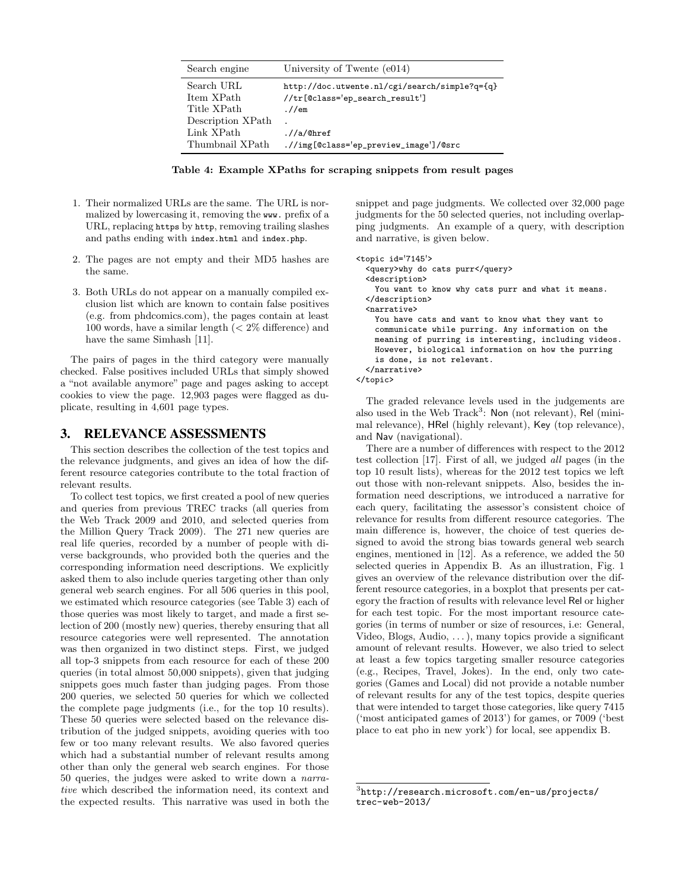| Search engine | University of Twente (e014) |
| --- | --- |
| Search URL | `http://doc.utwente.nl/cgi/search/simple?q={q}` |
| Item XPath | `//tr[@class='ep_search_result']` |
| Title XPath | `.//em` |
| Description XPath | `.` |
| Link XPath | `.//a/@href` |
| Thumbnail XPath | `.//img[@class='ep_preview_image']/@src` |

**Table 4: Example XPaths for scraping snippets from result pages**

1. Their normalized URLs are the same. The URL is normalized by lowercasing it, removing the `www.` prefix of a URL, replacing `https` by `http`, removing trailing slashes and paths ending with `index.html` and `index.php`.
2. The pages are not empty and their MD5 hashes are the same.
3. Both URLs do not appear on a manually compiled exclusion list which are known to contain false positives (e.g. from phdcomics.com), the pages contain at least 100 words, have a similar length (< 2% difference) and have the same Simhash [11].

The pairs of pages in the third category were manually checked. False positives included URLs that simply showed a "not available anymore" page and pages asking to accept cookies to view the page. 12,903 pages were flagged as duplicate, resulting in 4,601 page types.

## 3. RELEVANCE ASSESSMENTS

This section describes the collection of the test topics and the relevance judgments, and gives an idea of how the different resource categories contribute to the total fraction of relevant results.

To collect test topics, we first created a pool of new queries and queries from previous TREC tracks (all queries from the Web Track 2009 and 2010, and selected queries from the Million Query Track 2009). The 271 new queries are real life queries, recorded by a number of people with diverse backgrounds, who provided both the queries and the corresponding information need descriptions. We explicitly asked them to also include queries targeting other than only general web search engines. For all 506 queries in this pool, we estimated which resource categories (see Table 3) each of those queries was most likely to target, and made a first selection of 200 (mostly new) queries, thereby ensuring that all resource categories were well represented. The annotation was then organized in two distinct steps. First, we judged all top-3 snippets from each resource for each of these 200 queries (in total almost 50,000 snippets), given that judging snippets goes much faster than judging pages. From those 200 queries, we selected 50 queries for which we collected the complete page judgments (i.e., for the top 10 results). These 50 queries were selected based on the relevance distribution of the judged snippets, avoiding queries with too few or too many relevant results. We also favored queries which had a substantial number of relevant results among other than only the general web search engines. For those 50 queries, the judges were asked to write down a *narrative* which described the information need, its context and the expected results. This narrative was used in both the snippet and page judgments. We collected over 32,000 page judgments for the 50 selected queries, not including overlapping judgments. An example of a query, with description and narrative, is given below.

```
<topic id='7145'>
  <query>why do cats purr</query>
  <description>
    You want to know why cats purr and what it means.
  </description>
  <narrative>
    You have cats and want to know what they want to
    communicate while purring. Any information on the
    meaning of purring is interesting, including videos.
    However, biological information on how the purring
    is done, is not relevant.
  </narrative>
</topic>
```

The graded relevance levels used in the judgements are also used in the Web Track[3]: Non (not relevant), Rel (minimal relevance), HRel (highly relevant), Key (top relevance), and Nav (navigational).

There are a number of differences with respect to the 2012 test collection [17]. First of all, we judged *all* pages (in the top 10 result lists), whereas for the 2012 test topics we left out those with non-relevant snippets. Also, besides the information need descriptions, we introduced a narrative for each query, facilitating the assessor's consistent choice of relevance for results from different resource categories. The main difference is, however, the choice of test queries designed to avoid the strong bias towards general web search engines, mentioned in [12]. As a reference, we added the 50 selected queries in Appendix B. As an illustration, Fig. 1 gives an overview of the relevance distribution over the different resource categories, in a boxplot that presents per category the fraction of results with relevance level Rel or higher for each test topic. For the most important resource categories (in terms of number or size of resources, i.e: General, Video, Blogs, Audio, ...), many topics provide a significant amount of relevant results. However, we also tried to select at least a few topics targeting smaller resource categories (e.g., Recipes, Travel, Jokes). In the end, only two categories (Games and Local) did not provide a notable number of relevant results for any of the test topics, despite queries that were intended to target those categories, like query 7415 ('most anticipated games of 2013') for games, or 7009 ('best place to eat pho in new york') for local, see appendix B.

[3] `http://research.microsoft.com/en-us/projects/trec-web-2013/`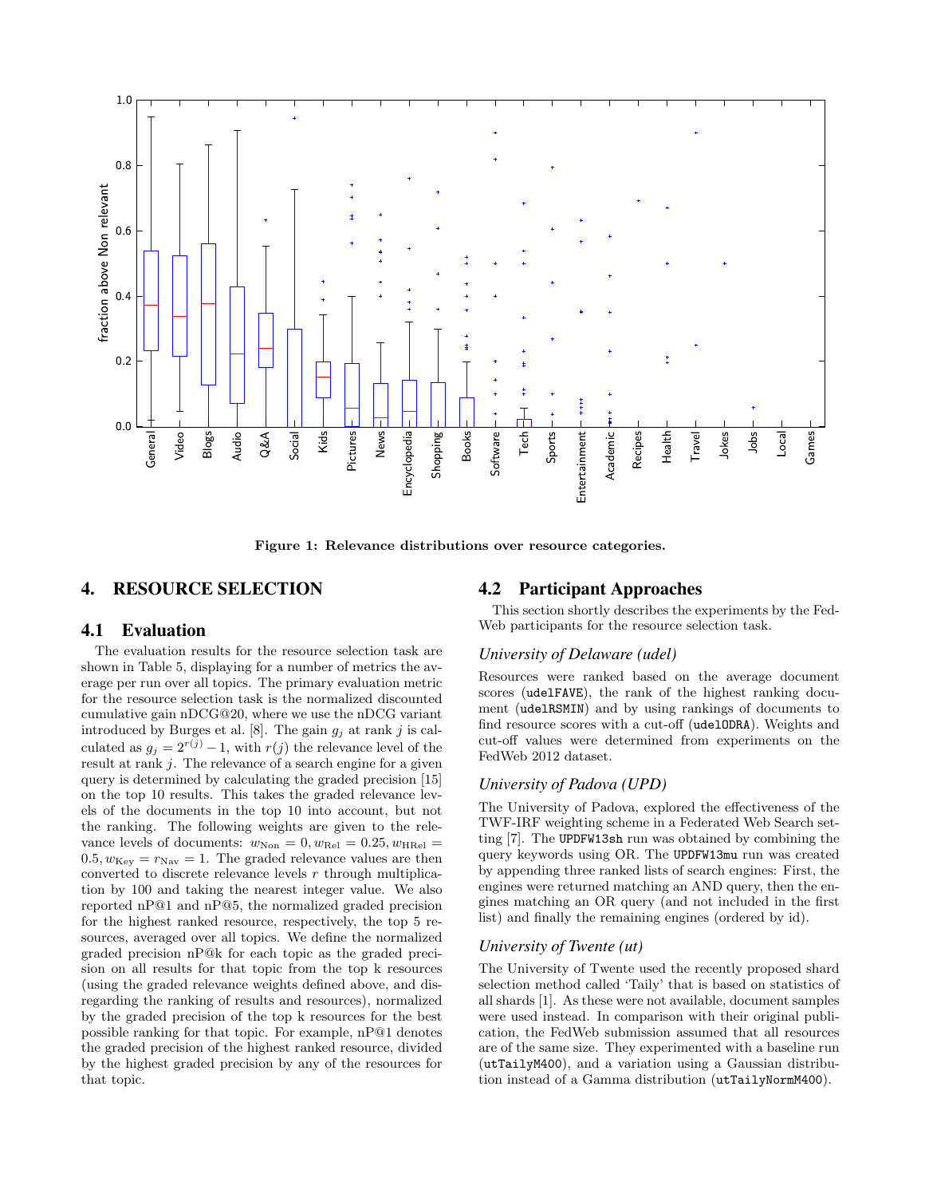Figure 1: Relevance distributions over resource categories.

## 4. RESOURCE SELECTION

### 4.1 Evaluation

The evaluation results for the resource selection task are shown in Table 5, displaying for a number of metrics the average per run over all topics. The primary evaluation metric for the resource selection task is the normalized discounted cumulative gain nDCG@20, where we use the nDCG variant introduced by Burges et al. [8]. The gain $g_j$ at rank $j$ is calculated as $g_j = 2^{r(j)} - 1$, with $r(j)$ the relevance level of the result at rank $j$. The relevance of a search engine for a given query is determined by calculating the graded precision [15] on the top 10 results. This takes the graded relevance levels of the documents in the top 10 into account, but not the ranking. The following weights are given to the relevance levels of documents: $w_{\text{Non}} = 0, w_{\text{Rel}} = 0.25, w_{\text{HRel}} = 0.5, w_{\text{Key}} = r_{\text{Nav}} = 1$. The graded relevance values are then converted to discrete relevance levels $r$ through multiplication by 100 and taking the nearest integer value. We also reported nP@1 and nP@5, the normalized graded precision for the highest ranked resource, respectively, the top 5 resources, averaged over all topics. We define the normalized graded precision nP@k for each topic as the graded precision on all results for that topic from the top k resources (using the graded relevance weights defined above, and disregarding the ranking of results and resources), normalized by the graded precision of the top k resources for the best possible ranking for that topic. For example, nP@1 denotes the graded precision of the highest ranked resource, divided by the highest graded precision by any of the resources for that topic.

### 4.2 Participant Approaches

This section shortly describes the experiments by the FedWeb participants for the resource selection task.

*University of Delaware (udel)*

Resources were ranked based on the average document scores (`udelFAVE`), the rank of the highest ranking document (`udelRSMIN`) and by using rankings of documents to find resource scores with a cut-off (`udelODRA`). Weights and cut-off values were determined from experiments on the FedWeb 2012 dataset.

*University of Padova (UPD)*

The University of Padova, explored the effectiveness of the TWF-IRF weighting scheme in a Federated Web Search setting [7]. The `UPDFW13sh` run was obtained by combining the query keywords using OR. The `UPDFW13mu` run was created by appending three ranked lists of search engines: First, the engines were returned matching an AND query, then the engines matching an OR query (and not included in the first list) and finally the remaining engines (ordered by id).

*University of Twente (ut)*

The University of Twente used the recently proposed shard selection method called 'Taily' that is based on statistics of all shards [1]. As these were not available, document samples were used instead. In comparison with their original publication, the FedWeb submission assumed that all resources are of the same size. They experimented with a baseline run (`utTailyM400`), and a variation using a Gaussian distribution instead of a Gamma distribution (`utTailyNormM400`).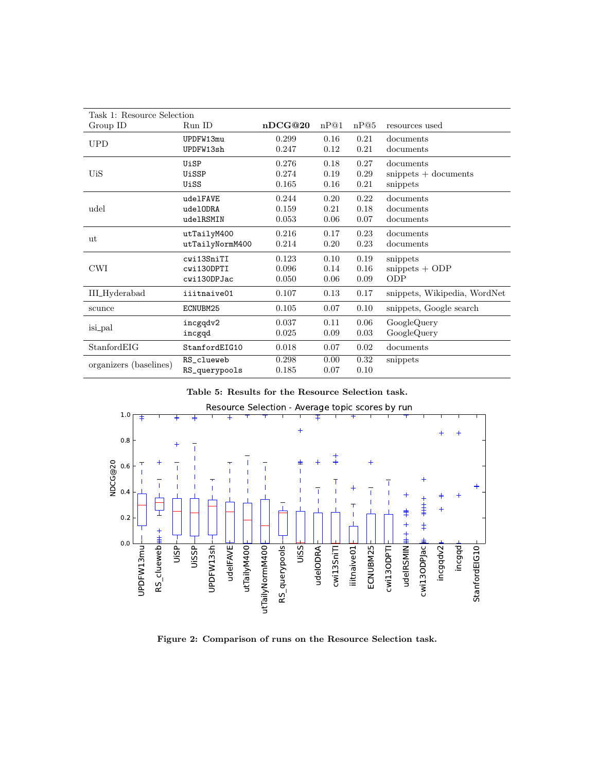| Task 1: Resource Selection | | | | | |
|---|---|---|---|---|---|
| Group ID | Run ID | **nDCG@20** | nP@1 | nP@5 | resources used |
| UPD | UPDFW13mu | 0.299 | 0.16 | 0.21 | documents |
| | UPDFW13sh | 0.247 | 0.12 | 0.21 | documents |
| UiS | UiSP | 0.276 | 0.18 | 0.27 | documents |
| | UiSSP | 0.274 | 0.19 | 0.29 | snippets + documents |
| | UiSS | 0.165 | 0.16 | 0.21 | snippets |
| udel | udelFAVE | 0.244 | 0.20 | 0.22 | documents |
| | udelODRA | 0.159 | 0.21 | 0.18 | documents |
| | udelRSMIN | 0.053 | 0.06 | 0.07 | documents |
| ut | utTailyM400 | 0.216 | 0.17 | 0.23 | documents |
| | utTailyNormM400 | 0.214 | 0.20 | 0.23 | documents |
| CWI | cwi13SniTI | 0.123 | 0.10 | 0.19 | snippets |
| | cwi13ODPTI | 0.096 | 0.14 | 0.16 | snippets + ODP |
| | cwi13ODPJac | 0.050 | 0.06 | 0.09 | ODP |
| III_Hyderabad | iiitnaive01 | 0.107 | 0.13 | 0.17 | snippets, Wikipedia, WordNet |
| scunce | ECNUBM25 | 0.105 | 0.07 | 0.10 | snippets, Google search |
| isi_pal | incgqdv2 | 0.037 | 0.11 | 0.06 | GoogleQuery |
| | incgqd | 0.025 | 0.09 | 0.03 | GoogleQuery |
| StanfordEIG | StanfordEIG10 | 0.018 | 0.07 | 0.02 | documents |
| organizers (baselines) | RS_clueweb | 0.298 | 0.00 | 0.32 | snippets |
| | RS_querypools | 0.185 | 0.07 | 0.10 | |

**Table 5: Results for the Resource Selection task.**

**Figure 2: Comparison of runs on the Resource Selection task.**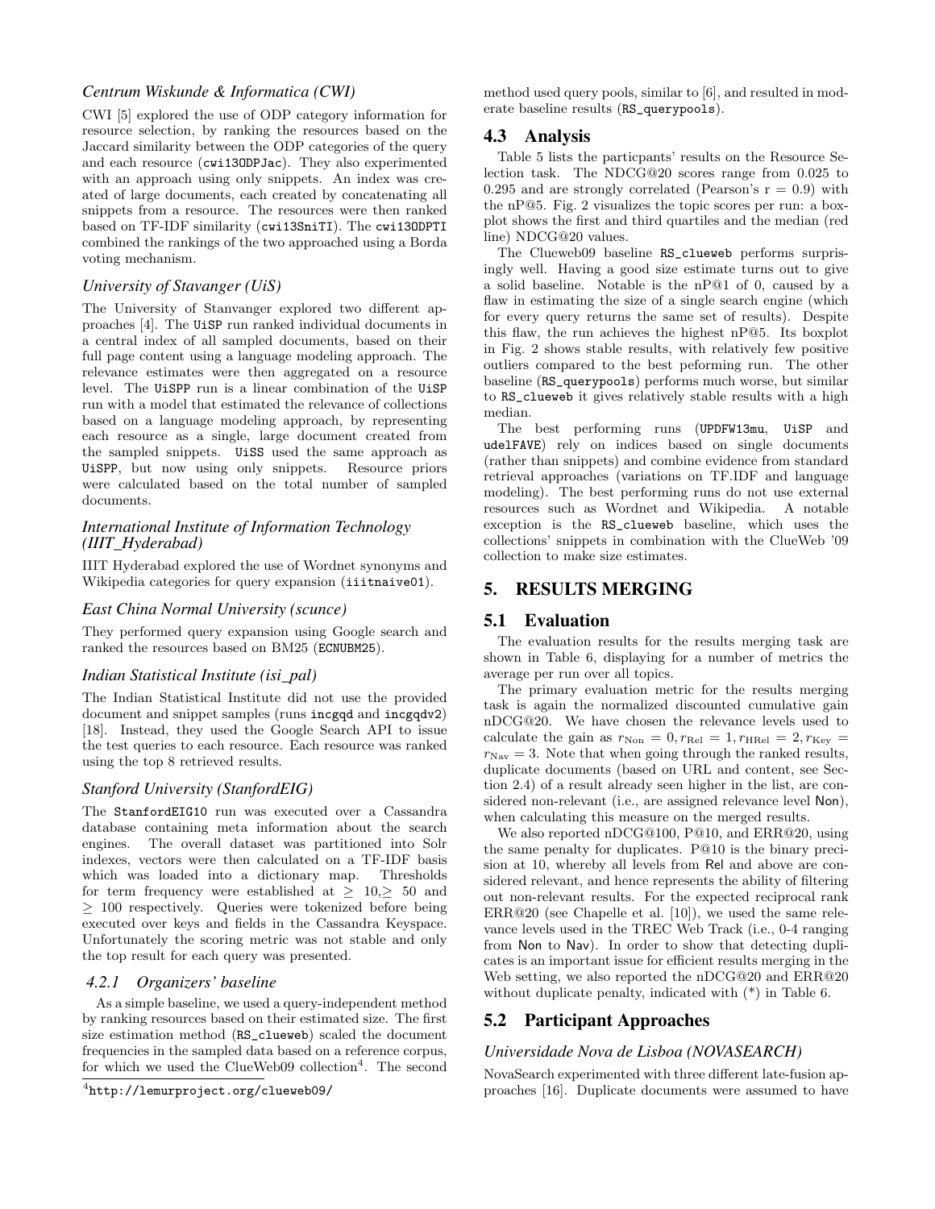### *Centrum Wiskunde & Informatica (CWI)*

CWI [5] explored the use of ODP category information for resource selection, by ranking the resources based on the Jaccard similarity between the ODP categories of the query and each resource (`cwi13ODPJac`). They also experimented with an approach using only snippets. An index was created of large documents, each created by concatenating all snippets from a resource. The resources were then ranked based on TF-IDF similarity (`cwi13SniTI`). The `cwi13ODPTI` combined the rankings of the two approached using a Borda voting mechanism.

### *University of Stavanger (UiS)*

The University of Stanvanger explored two different approaches [4]. The `UiSP` run ranked individual documents in a central index of all sampled documents, based on their full page content using a language modeling approach. The relevance estimates were then aggregated on a resource level. The `UiSPP` run is a linear combination of the `UiSP` run with a model that estimated the relevance of collections based on a language modeling approach, by representing each resource as a single, large document created from the sampled snippets. `UiSS` used the same approach as `UiSPP`, but now using only snippets. Resource priors were calculated based on the total number of sampled documents.

### *International Institute of Information Technology (IIIT_Hyderabad)*

IIIT Hyderabad explored the use of Wordnet synonyms and Wikipedia categories for query expansion (`iiitnaive01`).

### *East China Normal University (scunce)*

They performed query expansion using Google search and ranked the resources based on BM25 (`ECNUBM25`).

### *Indian Statistical Institute (isi_pal)*

The Indian Statistical Institute did not use the provided document and snippet samples (runs `incgqd` and `incgqdv2`) [18]. Instead, they used the Google Search API to issue the test queries to each resource. Each resource was ranked using the top 8 retrieved results.

### *Stanford University (StanfordEIG)*

The `StanfordEIG10` run was executed over a Cassandra database containing meta information about the search engines. The overall dataset was partitioned into Solr indexes, vectors were then calculated on a TF-IDF basis which was loaded into a dictionary map. Thresholds for term frequency were established at $\geq 10, \geq 50$ and $\geq 100$ respectively. Queries were tokenized before being executed over keys and fields in the Cassandra Keyspace. Unfortunately the scoring metric was not stable and only the top result for each query was presented.

### *4.2.1 Organizers' baseline*

As a simple baseline, we used a query-independent method by ranking resources based on their estimated size. The first size estimation method (`RS_clueweb`) scaled the document frequencies in the sampled data based on a reference corpus, for which we used the ClueWeb09 collection[4]. The second method used query pools, similar to [6], and resulted in moderate baseline results (`RS_querypools`).

[4] `http://lemurproject.org/clueweb09/`

## 4.3 Analysis

Table 5 lists the particpants' results on the Resource Selection task. The NDCG@20 scores range from 0.025 to 0.295 and are strongly correlated (Pearson's r = 0.9) with the nP@5. Fig. 2 visualizes the topic scores per run: a boxplot shows the first and third quartiles and the median (red line) NDCG@20 values.

The Clueweb09 baseline `RS_clueweb` performs surprisingly well. Having a good size estimate turns out to give a solid baseline. Notable is the nP@1 of 0, caused by a flaw in estimating the size of a single search engine (which for every query returns the same set of results). Despite this flaw, the run achieves the highest nP@5. Its boxplot in Fig. 2 shows stable results, with relatively few positive outliers compared to the best peforming run. The other baseline (`RS_querypools`) performs much worse, but similar to `RS_clueweb` it gives relatively stable results with a high median.

The best performing runs (`UPDFW13mu`, `UiSP` and `udelFAVE`) rely on indices based on single documents (rather than snippets) and combine evidence from standard retrieval approaches (variations on TF.IDF and language modeling). The best performing runs do not use external resources such as Wordnet and Wikipedia. A notable exception is the `RS_clueweb` baseline, which uses the collections' snippets in combination with the ClueWeb '09 collection to make size estimates.

# 5. RESULTS MERGING

## 5.1 Evaluation

The evaluation results for the results merging task are shown in Table 6, displaying for a number of metrics the average per run over all topics.

The primary evaluation metric for the results merging task is again the normalized discounted cumulative gain nDCG@20. We have chosen the relevance levels used to calculate the gain as $r_{\text{Non}} = 0, r_{\text{Rel}} = 1, r_{\text{HRel}} = 2, r_{\text{Key}} = r_{\text{Nav}} = 3$. Note that when going through the ranked results, duplicate documents (based on URL and content, see Section 2.4) of a result already seen higher in the list, are considered non-relevant (i.e., are assigned relevance level Non), when calculating this measure on the merged results.

We also reported nDCG@100, P@10, and ERR@20, using the same penalty for duplicates. P@10 is the binary precision at 10, whereby all levels from Rel and above are considered relevant, and hence represents the ability of filtering out non-relevant results. For the expected reciprocal rank ERR@20 (see Chapelle et al. [10]), we used the same relevance levels used in the TREC Web Track (i.e., 0-4 ranging from Non to Nav). In order to show that detecting duplicates is an important issue for efficient results merging in the Web setting, we also reported the nDCG@20 and ERR@20 without duplicate penalty, indicated with (*) in Table 6.

## 5.2 Participant Approaches

### *Universidade Nova de Lisboa (NOVASEARCH)*

NovaSearch experimented with three different late-fusion approaches [16]. Duplicate documents were assumed to have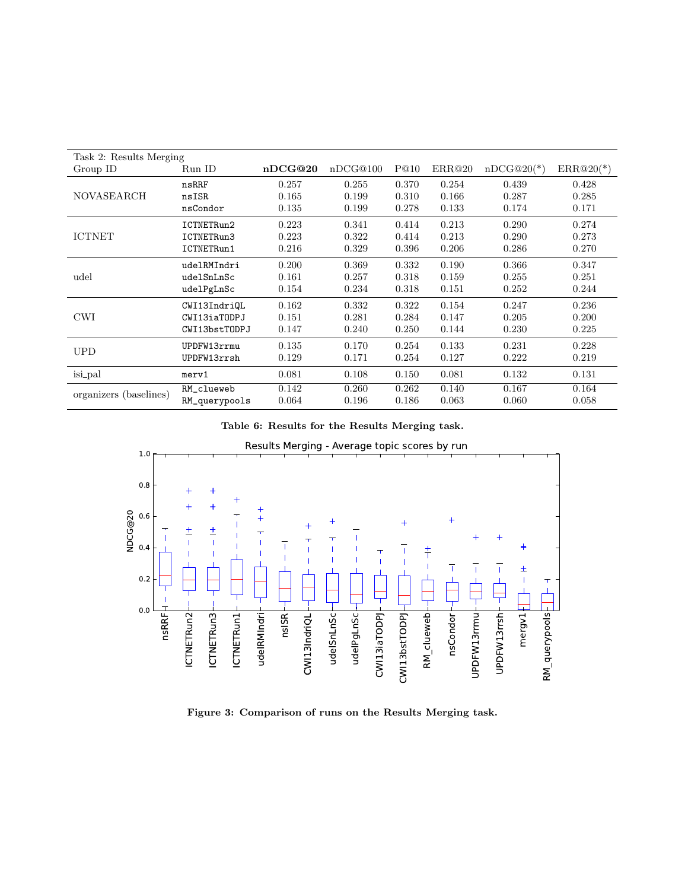| Task 2: Results Merging | | | | | | | |
|---|---|---|---|---|---|---|---|
| Group ID | Run ID | **nDCG@20** | nDCG@100 | P@10 | ERR@20 | nDCG@20(*) | ERR@20(*) |
| NOVASEARCH | nsRRF | 0.257 | 0.255 | 0.370 | 0.254 | 0.439 | 0.428 |
| | nsISR | 0.165 | 0.199 | 0.310 | 0.166 | 0.287 | 0.285 |
| | nsCondor | 0.135 | 0.199 | 0.278 | 0.133 | 0.174 | 0.171 |
| ICTNET | ICTNETRun2 | 0.223 | 0.341 | 0.414 | 0.213 | 0.290 | 0.274 |
| | ICTNETRun3 | 0.223 | 0.322 | 0.414 | 0.213 | 0.290 | 0.273 |
| | ICTNETRun1 | 0.216 | 0.329 | 0.396 | 0.206 | 0.286 | 0.270 |
| udel | udelRMIndri | 0.200 | 0.369 | 0.332 | 0.190 | 0.366 | 0.347 |
| | udelSnLnSc | 0.161 | 0.257 | 0.318 | 0.159 | 0.255 | 0.251 |
| | udelPgLnSc | 0.154 | 0.234 | 0.318 | 0.151 | 0.252 | 0.244 |
| CWI | CWI13IndriQL | 0.162 | 0.332 | 0.322 | 0.154 | 0.247 | 0.236 |
| | CWI13iaTODPJ | 0.151 | 0.281 | 0.284 | 0.147 | 0.205 | 0.200 |
| | CWI13bstTODPJ | 0.147 | 0.240 | 0.250 | 0.144 | 0.230 | 0.225 |
| UPD | UPDFW13rrmu | 0.135 | 0.170 | 0.254 | 0.133 | 0.231 | 0.228 |
| | UPDFW13rrsh | 0.129 | 0.171 | 0.254 | 0.127 | 0.222 | 0.219 |
| isi_pal | merv1 | 0.081 | 0.108 | 0.150 | 0.081 | 0.132 | 0.131 |
| organizers (baselines) | RM_clueweb | 0.142 | 0.260 | 0.262 | 0.140 | 0.167 | 0.164 |
| | RM_querypools | 0.064 | 0.196 | 0.186 | 0.063 | 0.060 | 0.058 |

**Table 6: Results for the Results Merging task.**

**Figure 3: Comparison of runs on the Results Merging task.**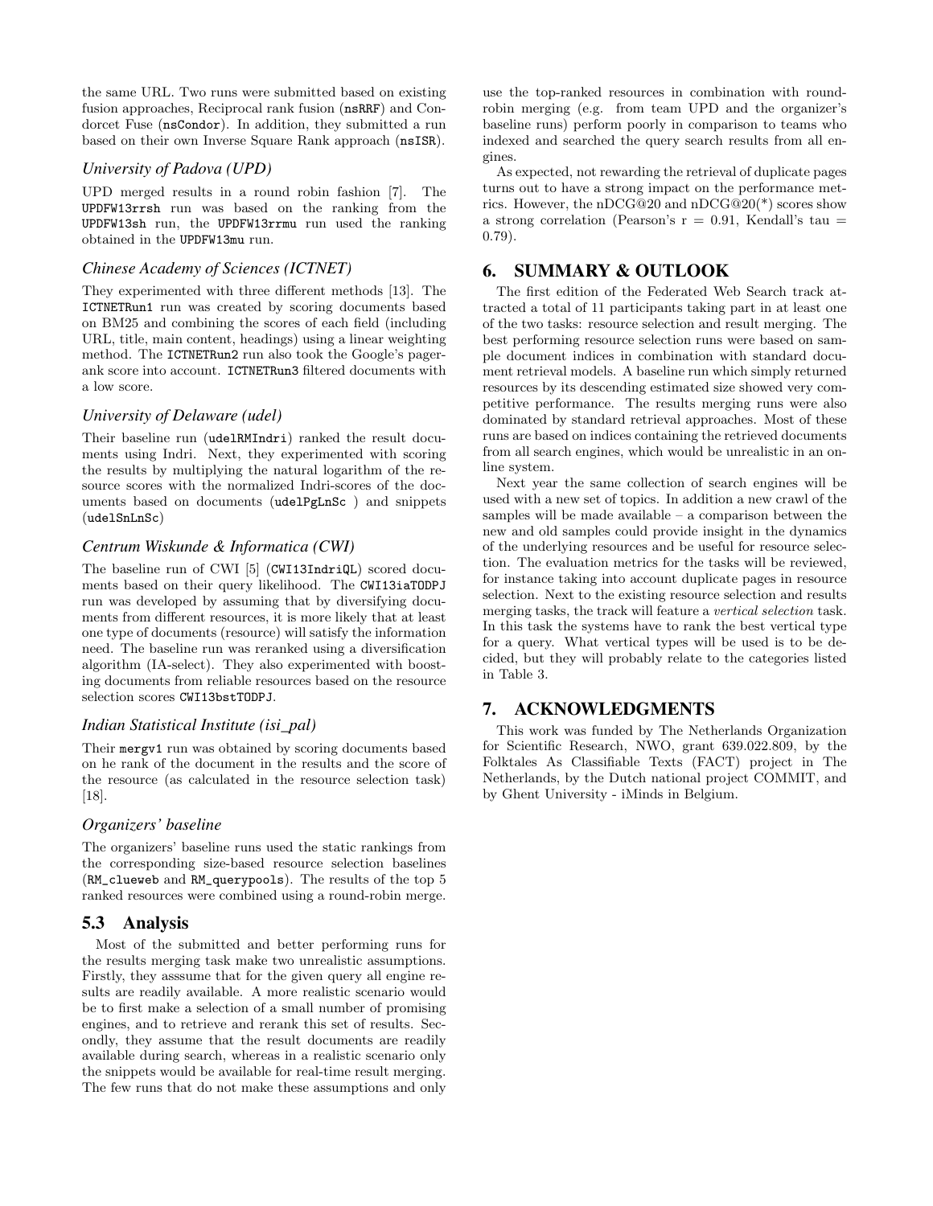the same URL. Two runs were submitted based on existing fusion approaches, Reciprocal rank fusion (nsRRF) and Condorcet Fuse (nsCondor). In addition, they submitted a run based on their own Inverse Square Rank approach (nsISR).

### *University of Padova (UPD)*

UPD merged results in a round robin fashion [7]. The UPDFW13rrsh run was based on the ranking from the UPDFW13sh run, the UPDFW13rrmu run used the ranking obtained in the UPDFW13mu run.

### *Chinese Academy of Sciences (ICTNET)*

They experimented with three different methods [13]. The ICTNETRun1 run was created by scoring documents based on BM25 and combining the scores of each field (including URL, title, main content, headings) using a linear weighting method. The ICTNETRun2 run also took the Google's pagerank score into account. ICTNETRun3 filtered documents with a low score.

### *University of Delaware (udel)*

Their baseline run (udelRMIndri) ranked the result documents using Indri. Next, they experimented with scoring the results by multiplying the natural logarithm of the resource scores with the normalized Indri-scores of the documents based on documents (udelPgLnSc ) and snippets (udelSnLnSc)

### *Centrum Wiskunde & Informatica (CWI)*

The baseline run of CWI [5] (CWI13IndriQL) scored documents based on their query likelihood. The CWI13iaTODPJ run was developed by assuming that by diversifying documents from different resources, it is more likely that at least one type of documents (resource) will satisfy the information need. The baseline run was reranked using a diversification algorithm (IA-select). They also experimented with boosting documents from reliable resources based on the resource selection scores CWI13bstTODPJ.

### *Indian Statistical Institute (isi_pal)*

Their mergv1 run was obtained by scoring documents based on he rank of the document in the results and the score of the resource (as calculated in the resource selection task) [18].

### *Organizers' baseline*

The organizers' baseline runs used the static rankings from the corresponding size-based resource selection baselines (RM_clueweb and RM_querypools). The results of the top 5 ranked resources were combined using a round-robin merge.

## 5.3 Analysis

Most of the submitted and better performing runs for the results merging task make two unrealistic assumptions. Firstly, they asssume that for the given query all engine results are readily available. A more realistic scenario would be to first make a selection of a small number of promising engines, and to retrieve and rerank this set of results. Secondly, they assume that the result documents are readily available during search, whereas in a realistic scenario only the snippets would be available for real-time result merging. The few runs that do not make these assumptions and only use the top-ranked resources in combination with round-robin merging (e.g. from team UPD and the organizer's baseline runs) perform poorly in comparison to teams who indexed and searched the query search results from all engines.

As expected, not rewarding the retrieval of duplicate pages turns out to have a strong impact on the performance metrics. However, the nDCG@20 and nDCG@20(*) scores show a strong correlation (Pearson's r = 0.91, Kendall's tau = 0.79).

# 6. SUMMARY & OUTLOOK

The first edition of the Federated Web Search track attracted a total of 11 participants taking part in at least one of the two tasks: resource selection and result merging. The best performing resource selection runs were based on sample document indices in combination with standard document retrieval models. A baseline run which simply returned resources by its descending estimated size showed very competitive performance. The results merging runs were also dominated by standard retrieval approaches. Most of these runs are based on indices containing the retrieved documents from all search engines, which would be unrealistic in an online system.

Next year the same collection of search engines will be used with a new set of topics. In addition a new crawl of the samples will be made available – a comparison between the new and old samples could provide insight in the dynamics of the underlying resources and be useful for resource selection. The evaluation metrics for the tasks will be reviewed, for instance taking into account duplicate pages in resource selection. Next to the existing resource selection and results merging tasks, the track will feature a *vertical selection* task. In this task the systems have to rank the best vertical type for a query. What vertical types will be used is to be decided, but they will probably relate to the categories listed in Table 3.

# 7. ACKNOWLEDGMENTS

This work was funded by The Netherlands Organization for Scientific Research, NWO, grant 639.022.809, by the Folktales As Classifiable Texts (FACT) project in The Netherlands, by the Dutch national project COMMIT, and by Ghent University - iMinds in Belgium.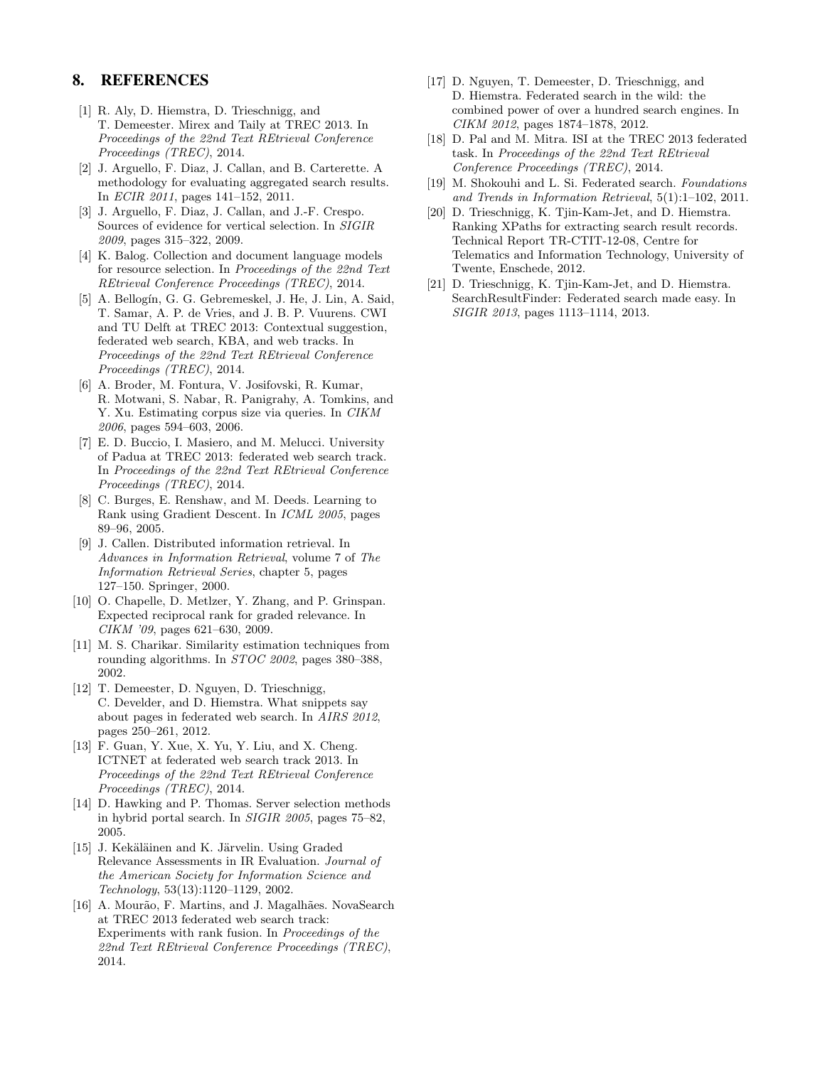## 8. REFERENCES

[1] R. Aly, D. Hiemstra, D. Trieschnigg, and T. Demeester. Mirex and Taily at TREC 2013. In *Proceedings of the 22nd Text REtrieval Conference Proceedings (TREC)*, 2014.

[2] J. Arguello, F. Diaz, J. Callan, and B. Carterette. A methodology for evaluating aggregated search results. In *ECIR 2011*, pages 141–152, 2011.

[3] J. Arguello, F. Diaz, J. Callan, and J.-F. Crespo. Sources of evidence for vertical selection. In *SIGIR 2009*, pages 315–322, 2009.

[4] K. Balog. Collection and document language models for resource selection. In *Proceedings of the 22nd Text REtrieval Conference Proceedings (TREC)*, 2014.

[5] A. Bellogín, G. G. Gebremeskel, J. He, J. Lin, A. Said, T. Samar, A. P. de Vries, and J. B. P. Vuurens. CWI and TU Delft at TREC 2013: Contextual suggestion, federated web search, KBA, and web tracks. In *Proceedings of the 22nd Text REtrieval Conference Proceedings (TREC)*, 2014.

[6] A. Broder, M. Fontura, V. Josifovski, R. Kumar, R. Motwani, S. Nabar, R. Panigrahy, A. Tomkins, and Y. Xu. Estimating corpus size via queries. In *CIKM 2006*, pages 594–603, 2006.

[7] E. D. Buccio, I. Masiero, and M. Melucci. University of Padua at TREC 2013: federated web search track. In *Proceedings of the 22nd Text REtrieval Conference Proceedings (TREC)*, 2014.

[8] C. Burges, E. Renshaw, and M. Deeds. Learning to Rank using Gradient Descent. In *ICML 2005*, pages 89–96, 2005.

[9] J. Callen. Distributed information retrieval. In *Advances in Information Retrieval*, volume 7 of *The Information Retrieval Series*, chapter 5, pages 127–150. Springer, 2000.

[10] O. Chapelle, D. Metlzer, Y. Zhang, and P. Grinspan. Expected reciprocal rank for graded relevance. In *CIKM '09*, pages 621–630, 2009.

[11] M. S. Charikar. Similarity estimation techniques from rounding algorithms. In *STOC 2002*, pages 380–388, 2002.

[12] T. Demeester, D. Nguyen, D. Trieschnigg, C. Develder, and D. Hiemstra. What snippets say about pages in federated web search. In *AIRS 2012*, pages 250–261, 2012.

[13] F. Guan, Y. Xue, X. Yu, Y. Liu, and X. Cheng. ICTNET at federated web search track 2013. In *Proceedings of the 22nd Text REtrieval Conference Proceedings (TREC)*, 2014.

[14] D. Hawking and P. Thomas. Server selection methods in hybrid portal search. In *SIGIR 2005*, pages 75–82, 2005.

[15] J. Kekäläinen and K. Järvelin. Using Graded Relevance Assessments in IR Evaluation. *Journal of the American Society for Information Science and Technology*, 53(13):1120–1129, 2002.

[16] A. Mourão, F. Martins, and J. Magalhães. NovaSearch at TREC 2013 federated web search track: Experiments with rank fusion. In *Proceedings of the 22nd Text REtrieval Conference Proceedings (TREC)*, 2014.

[17] D. Nguyen, T. Demeester, D. Trieschnigg, and D. Hiemstra. Federated search in the wild: the combined power of over a hundred search engines. In *CIKM 2012*, pages 1874–1878, 2012.

[18] D. Pal and M. Mitra. ISI at the TREC 2013 federated task. In *Proceedings of the 22nd Text REtrieval Conference Proceedings (TREC)*, 2014.

[19] M. Shokouhi and L. Si. Federated search. *Foundations and Trends in Information Retrieval*, 5(1):1–102, 2011.

[20] D. Trieschnigg, K. Tjin-Kam-Jet, and D. Hiemstra. Ranking XPaths for extracting search result records. Technical Report TR-CTIT-12-08, Centre for Telematics and Information Technology, University of Twente, Enschede, 2012.

[21] D. Trieschnigg, K. Tjin-Kam-Jet, and D. Hiemstra. SearchResultFinder: Federated search made easy. In *SIGIR 2013*, pages 1113–1114, 2013.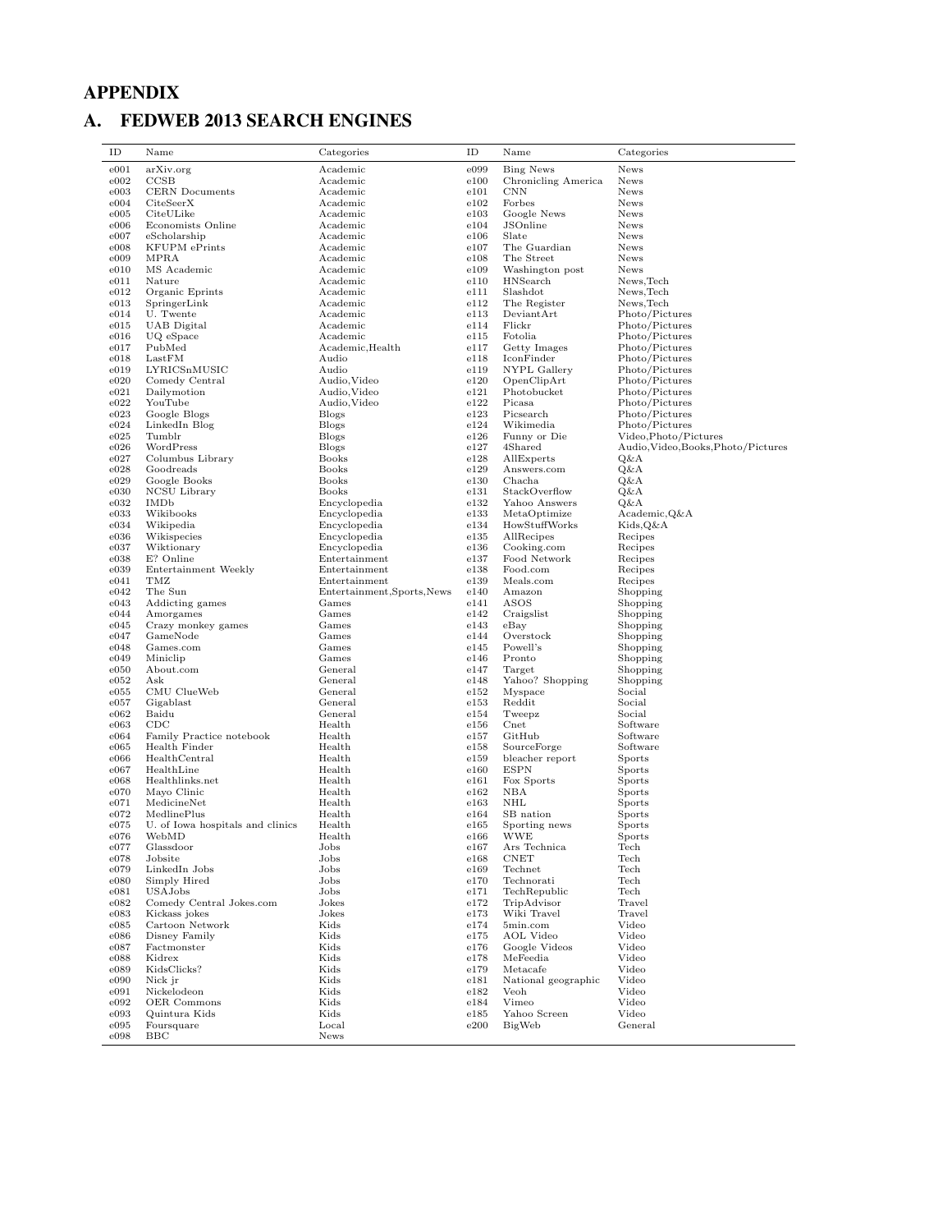# APPENDIX

# A. FEDWEB 2013 SEARCH ENGINES

| ID | Name | Categories | ID | Name | Categories |
|---|---|---|---|---|---|
| e001 | arXiv.org | Academic | e099 | Bing News | News |
| e002 | CCSB | Academic | e100 | Chronicling America | News |
| e003 | CERN Documents | Academic | e101 | CNN | News |
| e004 | CiteSeerX | Academic | e102 | Forbes | News |
| e005 | CiteULike | Academic | e103 | Google News | News |
| e006 | Economists Online | Academic | e104 | JSOnline | News |
| e007 | eScholarship | Academic | e106 | Slate | News |
| e008 | KFUPM ePrints | Academic | e107 | The Guardian | News |
| e009 | MPRA | Academic | e108 | The Street | News |
| e010 | MS Academic | Academic | e109 | Washington post | News |
| e011 | Nature | Academic | e110 | HNSearch | News,Tech |
| e012 | Organic Eprints | Academic | e111 | Slashdot | News,Tech |
| e013 | SpringerLink | Academic | e112 | The Register | News,Tech |
| e014 | U. Twente | Academic | e113 | DeviantArt | Photo/Pictures |
| e015 | UAB Digital | Academic | e114 | Flickr | Photo/Pictures |
| e016 | UQ eSpace | Academic | e115 | Fotolia | Photo/Pictures |
| e017 | PubMed | Academic,Health | e117 | Getty Images | Photo/Pictures |
| e018 | LastFM | Audio | e118 | IconFinder | Photo/Pictures |
| e019 | LYRICSnMUSIC | Audio | e119 | NYPL Gallery | Photo/Pictures |
| e020 | Comedy Central | Audio,Video | e120 | OpenClipArt | Photo/Pictures |
| e021 | Dailymotion | Audio,Video | e121 | Photobucket | Photo/Pictures |
| e022 | YouTube | Audio,Video | e122 | Picasa | Photo/Pictures |
| e023 | Google Blogs | Blogs | e123 | Picsearch | Photo/Pictures |
| e024 | LinkedIn Blog | Blogs | e124 | Wikimedia | Photo/Pictures |
| e025 | Tumblr | Blogs | e126 | Funny or Die | Video,Photo/Pictures |
| e026 | WordPress | Blogs | e127 | 4Shared | Audio,Video,Books,Photo/Pictures |
| e027 | Columbus Library | Books | e128 | AllExperts | Q&A |
| e028 | Goodreads | Books | e129 | Answers.com | Q&A |
| e029 | Google Books | Books | e130 | Chacha | Q&A |
| e030 | NCSU Library | Books | e131 | StackOverflow | Q&A |
| e032 | IMDb | Encyclopedia | e132 | Yahoo Answers | Q&A |
| e033 | Wikibooks | Encyclopedia | e133 | MetaOptimize | Academic,Q&A |
| e034 | Wikipedia | Encyclopedia | e134 | HowStuffWorks | Kids,Q&A |
| e036 | Wikispecies | Encyclopedia | e135 | AllRecipes | Recipes |
| e037 | Wiktionary | Encyclopedia | e136 | Cooking.com | Recipes |
| e038 | E? Online | Entertainment | e137 | Food Network | Recipes |
| e039 | Entertainment Weekly | Entertainment | e138 | Food.com | Recipes |
| e041 | TMZ | Entertainment | e139 | Meals.com | Recipes |
| e042 | The Sun | Entertainment,Sports,News | e140 | Amazon | Shopping |
| e043 | Addicting games | Games | e141 | ASOS | Shopping |
| e044 | Amorgames | Games | e142 | Craigslist | Shopping |
| e045 | Crazy monkey games | Games | e143 | eBay | Shopping |
| e047 | GameNode | Games | e144 | Overstock | Shopping |
| e048 | Games.com | Games | e145 | Powell's | Shopping |
| e049 | Miniclip | Games | e146 | Pronto | Shopping |
| e050 | About.com | General | e147 | Target | Shopping |
| e052 | Ask | General | e148 | Yahoo? Shopping | Shopping |
| e055 | CMU ClueWeb | General | e152 | Myspace | Social |
| e057 | Gigablast | General | e153 | Reddit | Social |
| e062 | Baidu | General | e154 | Tweepz | Social |
| e063 | CDC | Health | e156 | Cnet | Software |
| e064 | Family Practice notebook | Health | e157 | GitHub | Software |
| e065 | Health Finder | Health | e158 | SourceForge | Software |
| e066 | HealthCentral | Health | e159 | bleacher report | Sports |
| e067 | HealthLine | Health | e160 | ESPN | Sports |
| e068 | Healthlinks.net | Health | e161 | Fox Sports | Sports |
| e070 | Mayo Clinic | Health | e162 | NBA | Sports |
| e071 | MedicineNet | Health | e163 | NHL | Sports |
| e072 | MedlinePlus | Health | e164 | SB nation | Sports |
| e075 | U. of Iowa hospitals and clinics | Health | e165 | Sporting news | Sports |
| e076 | WebMD | Health | e166 | WWE | Sports |
| e077 | Glassdoor | Jobs | e167 | Ars Technica | Tech |
| e078 | Jobsite | Jobs | e168 | CNET | Tech |
| e079 | LinkedIn Jobs | Jobs | e169 | Technet | Tech |
| e080 | Simply Hired | Jobs | e170 | Technorati | Tech |
| e081 | USAJobs | Jobs | e171 | TechRepublic | Tech |
| e082 | Comedy Central Jokes.com | Jokes | e172 | TripAdvisor | Travel |
| e083 | Kickass jokes | Jokes | e173 | Wiki Travel | Travel |
| e085 | Cartoon Network | Kids | e174 | 5min.com | Video |
| e086 | Disney Family | Kids | e175 | AOL Video | Video |
| e087 | Factmonster | Kids | e176 | Google Videos | Video |
| e088 | Kidrex | Kids | e178 | MeFeedia | Video |
| e089 | KidsClicks? | Kids | e179 | Metacafe | Video |
| e090 | Nick jr | Kids | e181 | National geographic | Video |
| e091 | Nickelodeon | Kids | e182 | Veoh | Video |
| e092 | OER Commons | Kids | e184 | Vimeo | Video |
| e093 | Quintura Kids | Kids | e185 | Yahoo Screen | Video |
| e095 | Foursquare | Local | e200 | BigWeb | General |
| e098 | BBC | News | | | |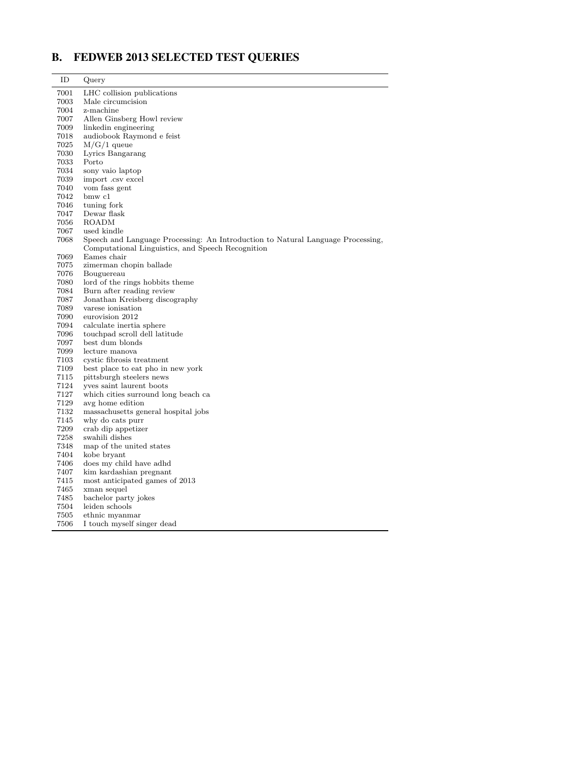## B. FEDWEB 2013 SELECTED TEST QUERIES

| ID | Query |
|---|---|
| 7001 | LHC collision publications |
| 7003 | Male circumcision |
| 7004 | z-machine |
| 7007 | Allen Ginsberg Howl review |
| 7009 | linkedin engineering |
| 7018 | audiobook Raymond e feist |
| 7025 | M/G/1 queue |
| 7030 | Lyrics Bangarang |
| 7033 | Porto |
| 7034 | sony vaio laptop |
| 7039 | import .csv excel |
| 7040 | vom fass gent |
| 7042 | bmw c1 |
| 7046 | tuning fork |
| 7047 | Dewar flask |
| 7056 | ROADM |
| 7067 | used kindle |
| 7068 | Speech and Language Processing: An Introduction to Natural Language Processing, Computational Linguistics, and Speech Recognition |
| 7069 | Eames chair |
| 7075 | zimerman chopin ballade |
| 7076 | Bouguereau |
| 7080 | lord of the rings hobbits theme |
| 7084 | Burn after reading review |
| 7087 | Jonathan Kreisberg discography |
| 7089 | varese ionisation |
| 7090 | eurovision 2012 |
| 7094 | calculate inertia sphere |
| 7096 | touchpad scroll dell latitude |
| 7097 | best dum blonds |
| 7099 | lecture manova |
| 7103 | cystic fibrosis treatment |
| 7109 | best place to eat pho in new york |
| 7115 | pittsburgh steelers news |
| 7124 | yves saint laurent boots |
| 7127 | which cities surround long beach ca |
| 7129 | avg home edition |
| 7132 | massachusetts general hospital jobs |
| 7145 | why do cats purr |
| 7209 | crab dip appetizer |
| 7258 | swahili dishes |
| 7348 | map of the united states |
| 7404 | kobe bryant |
| 7406 | does my child have adhd |
| 7407 | kim kardashian pregnant |
| 7415 | most anticipated games of 2013 |
| 7465 | xman sequel |
| 7485 | bachelor party jokes |
| 7504 | leiden schools |
| 7505 | ethnic myanmar |
| 7506 | I touch myself singer dead |